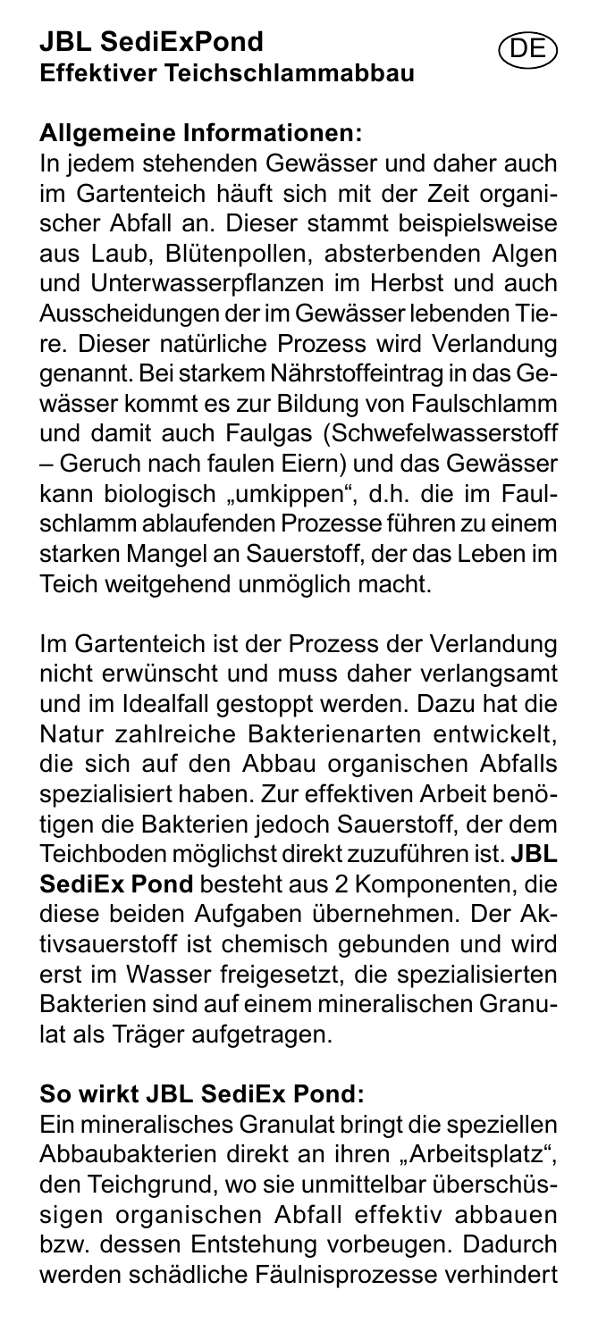# JBL SediExPond
## Effektiver Teichschlammabbau

DE

### Allgemeine Informationen:

In jedem stehenden Gewässer und daher auch im Gartenteich häuft sich mit der Zeit organischer Abfall an. Dieser stammt beispielsweise aus Laub, Blütenpollen, absterbenden Algen und Unterwasserpflanzen im Herbst und auch Ausscheidungen der im Gewässer lebenden Tiere. Dieser natürliche Prozess wird Verlandung genannt. Bei starkem Nährstoffeintrag in das Gewässer kommt es zur Bildung von Faulschlamm und damit auch Faulgas (Schwefelwasserstoff – Geruch nach faulen Eiern) und das Gewässer kann biologisch „umkippen", d.h. die im Faulschlamm ablaufenden Prozesse führen zu einem starken Mangel an Sauerstoff, der das Leben im Teich weitgehend unmöglich macht.

Im Gartenteich ist der Prozess der Verlandung nicht erwünscht und muss daher verlangsamt und im Idealfall gestoppt werden. Dazu hat die Natur zahlreiche Bakterienarten entwickelt, die sich auf den Abbau organischen Abfalls spezialisiert haben. Zur effektiven Arbeit benötigen die Bakterien jedoch Sauerstoff, der dem Teichboden möglichst direkt zuzuführen ist. **JBL SediEx Pond** besteht aus 2 Komponenten, die diese beiden Aufgaben übernehmen. Der Aktivsauerstoff ist chemisch gebunden und wird erst im Wasser freigesetzt, die spezialisierten Bakterien sind auf einem mineralischen Granulat als Träger aufgetragen.

### So wirkt JBL SediEx Pond:

Ein mineralisches Granulat bringt die speziellen Abbaubakterien direkt an ihren „Arbeitsplatz", den Teichgrund, wo sie unmittelbar überschüssigen organischen Abfall effektiv abbauen bzw. dessen Entstehung vorbeugen. Dadurch werden schädliche Fäulnisprozesse verhindert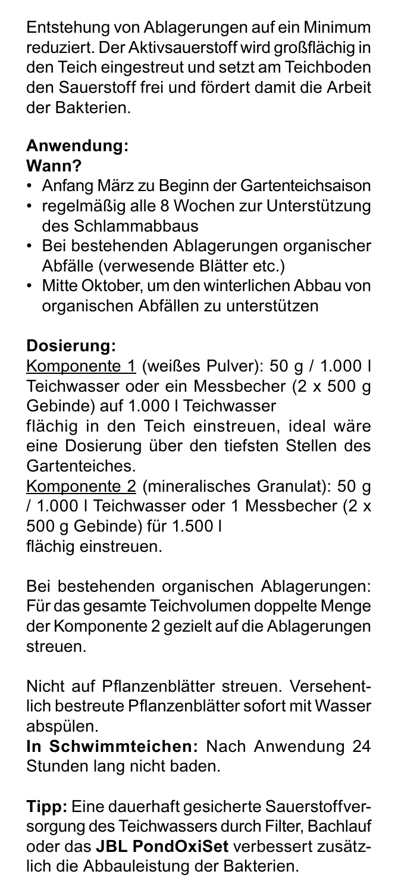Entstehung von Ablagerungen auf ein Minimum reduziert. Der Aktivsauerstoff wird großflächig in den Teich eingestreut und setzt am Teichboden den Sauerstoff frei und fördert damit die Arbeit der Bakterien.

**Anwendung:**
**Wann?**

- Anfang März zu Beginn der Gartenteichsaison
- regelmäßig alle 8 Wochen zur Unterstützung des Schlammabbaus
- Bei bestehenden Ablagerungen organischer Abfälle (verwesende Blätter etc.)
- Mitte Oktober, um den winterlichen Abbau von organischen Abfällen zu unterstützen

**Dosierung:**

Komponente 1 (weißes Pulver): 50 g / 1.000 l Teichwasser oder ein Messbecher (2 x 500 g Gebinde) auf 1.000 l Teichwasser
flächig in den Teich einstreuen, ideal wäre eine Dosierung über den tiefsten Stellen des Gartenteiches.
Komponente 2 (mineralisches Granulat): 50 g / 1.000 l Teichwasser oder 1 Messbecher (2 x 500 g Gebinde) für 1.500 l
flächig einstreuen.

Bei bestehenden organischen Ablagerungen: Für das gesamte Teichvolumen doppelte Menge der Komponente 2 gezielt auf die Ablagerungen streuen.

Nicht auf Pflanzenblätter streuen. Versehentlich bestreute Pflanzenblätter sofort mit Wasser abspülen.
**In Schwimmteichen:** Nach Anwendung 24 Stunden lang nicht baden.

**Tipp:** Eine dauerhaft gesicherte Sauerstoffversorgung des Teichwassers durch Filter, Bachlauf oder das **JBL PondOxiSet** verbessert zusätzlich die Abbauleistung der Bakterien.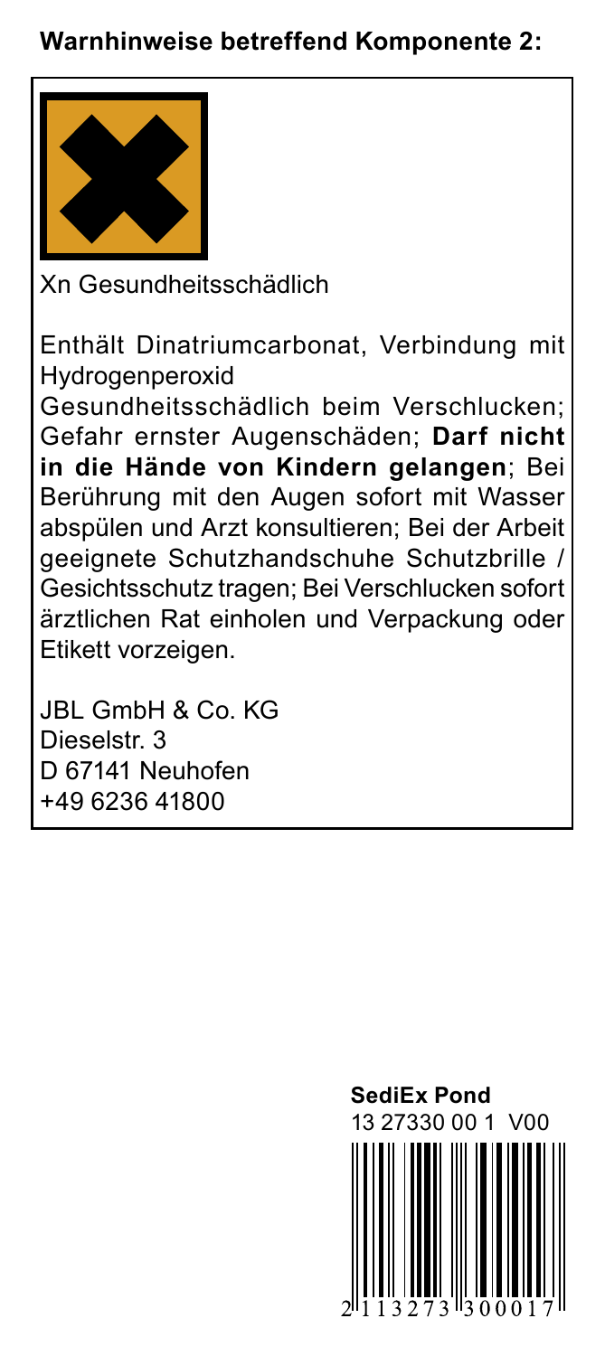**Warnhinweise betreffend Komponente 2:**

Xn Gesundheitsschädlich

Enthält Dinatriumcarbonat, Verbindung mit Hydrogenperoxid
Gesundheitsschädlich beim Verschlucken; Gefahr ernster Augenschäden; **Darf nicht in die Hände von Kindern gelangen**; Bei Berührung mit den Augen sofort mit Wasser abspülen und Arzt konsultieren; Bei der Arbeit geeignete Schutzhandschuhe Schutzbrille / Gesichtsschutz tragen; Bei Verschlucken sofort ärztlichen Rat einholen und Verpackung oder Etikett vorzeigen.

JBL GmbH & Co. KG
Dieselstr. 3
D 67141 Neuhofen
+49 6236 41800

**SediEx Pond**
13 27330 00 1 V00

2 113273 300017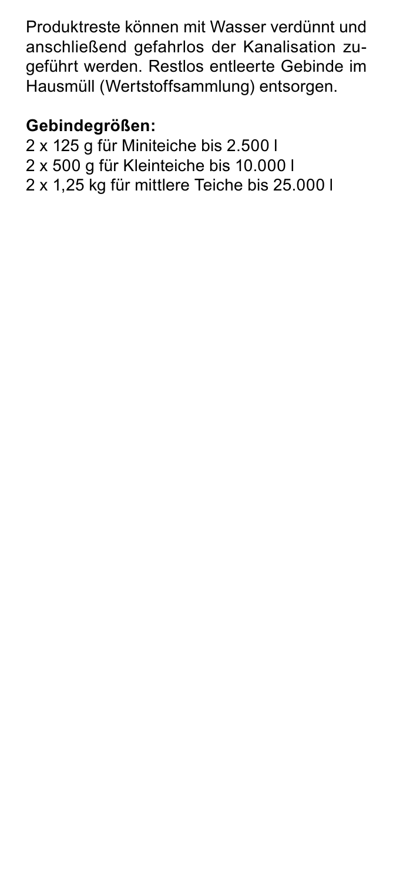Produktreste können mit Wasser verdünnt und anschließend gefahrlos der Kanalisation zugeführt werden. Restlos entleerte Gebinde im Hausmüll (Wertstoffsammlung) entsorgen.

**Gebindegrößen:**
2 x 125 g für Miniteiche bis 2.500 l
2 x 500 g für Kleinteiche bis 10.000 l
2 x 1,25 kg für mittlere Teiche bis 25.000 l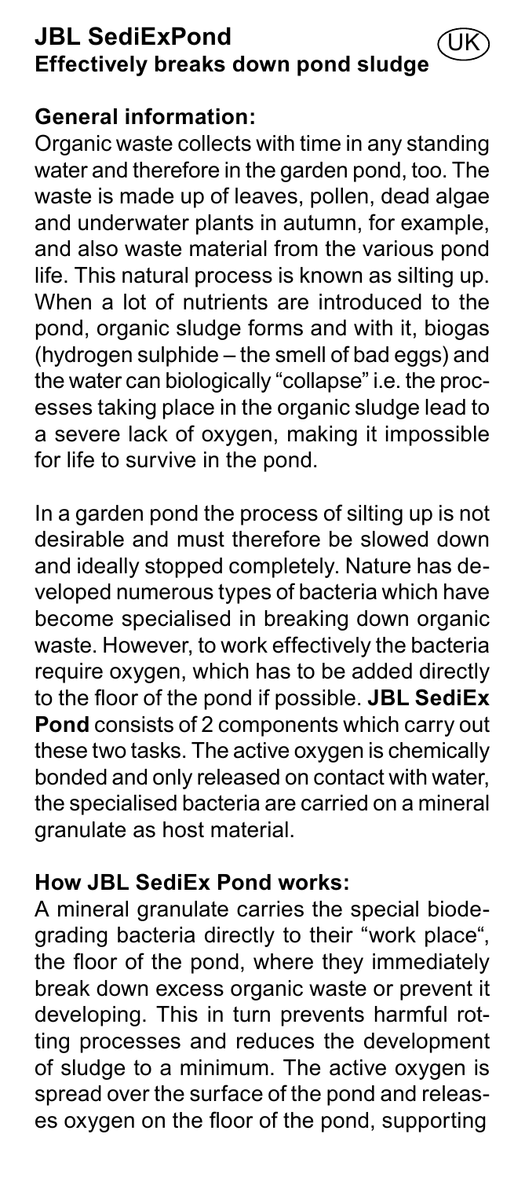# JBL SediExPond
**Effectively breaks down pond sludge**

UK

## General information:

Organic waste collects with time in any standing water and therefore in the garden pond, too. The waste is made up of leaves, pollen, dead algae and underwater plants in autumn, for example, and also waste material from the various pond life. This natural process is known as silting up. When a lot of nutrients are introduced to the pond, organic sludge forms and with it, biogas (hydrogen sulphide – the smell of bad eggs) and the water can biologically "collapse" i.e. the processes taking place in the organic sludge lead to a severe lack of oxygen, making it impossible for life to survive in the pond.

In a garden pond the process of silting up is not desirable and must therefore be slowed down and ideally stopped completely. Nature has developed numerous types of bacteria which have become specialised in breaking down organic waste. However, to work effectively the bacteria require oxygen, which has to be added directly to the floor of the pond if possible. **JBL SediEx Pond** consists of 2 components which carry out these two tasks. The active oxygen is chemically bonded and only released on contact with water, the specialised bacteria are carried on a mineral granulate as host material.

## How JBL SediEx Pond works:

A mineral granulate carries the special biodegrading bacteria directly to their "work place", the floor of the pond, where they immediately break down excess organic waste or prevent it developing. This in turn prevents harmful rotting processes and reduces the development of sludge to a minimum. The active oxygen is spread over the surface of the pond and releases oxygen on the floor of the pond, supporting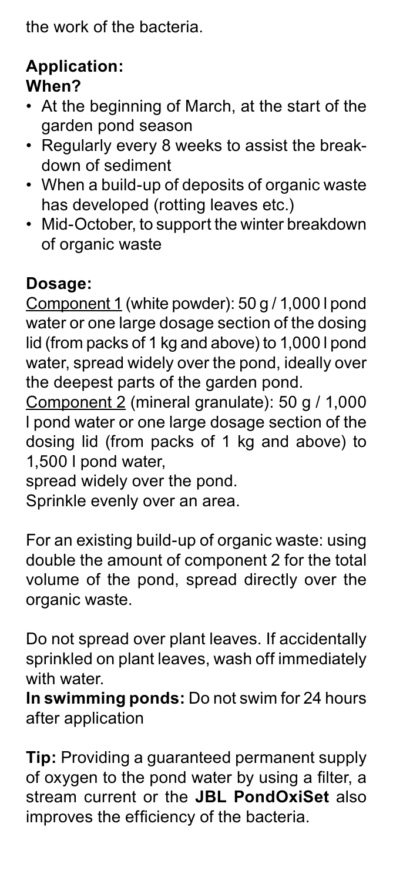the work of the bacteria.

**Application:**
**When?**

- At the beginning of March, at the start of the garden pond season
- Regularly every 8 weeks to assist the breakdown of sediment
- When a build-up of deposits of organic waste has developed (rotting leaves etc.)
- Mid-October, to support the winter breakdown of organic waste

**Dosage:**

Component 1 (white powder): 50 g / 1,000 l pond water or one large dosage section of the dosing lid (from packs of 1 kg and above) to 1,000 l pond water, spread widely over the pond, ideally over the deepest parts of the garden pond.

Component 2 (mineral granulate): 50 g / 1,000 l pond water or one large dosage section of the dosing lid (from packs of 1 kg and above) to 1,500 l pond water,
spread widely over the pond.
Sprinkle evenly over an area.

For an existing build-up of organic waste: using double the amount of component 2 for the total volume of the pond, spread directly over the organic waste.

Do not spread over plant leaves. If accidentally sprinkled on plant leaves, wash off immediately with water.

**In swimming ponds:** Do not swim for 24 hours after application

**Tip:** Providing a guaranteed permanent supply of oxygen to the pond water by using a filter, a stream current or the **JBL PondOxiSet** also improves the efficiency of the bacteria.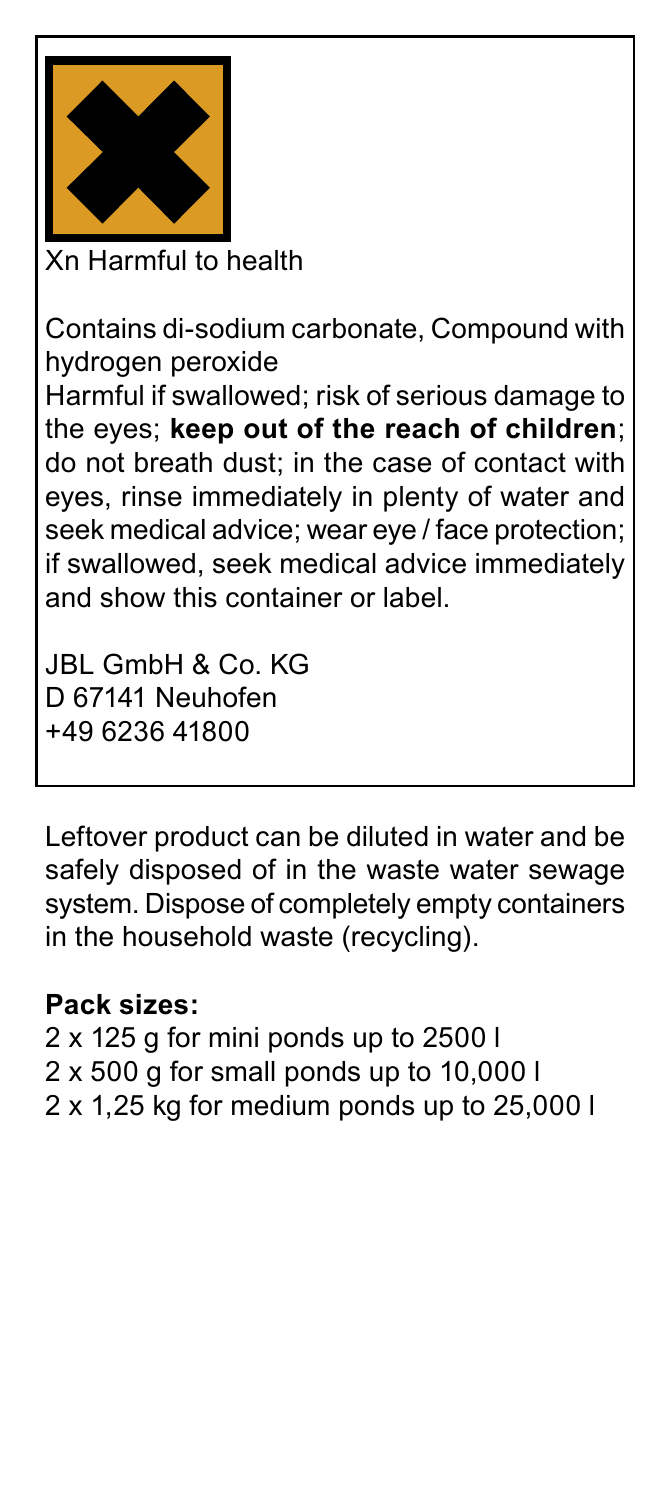Xn Harmful to health

Contains di-sodium carbonate, Compound with hydrogen peroxide
Harmful if swallowed; risk of serious damage to the eyes; **keep out of the reach of children**; do not breath dust; in the case of contact with eyes, rinse immediately in plenty of water and seek medical advice; wear eye / face protection; if swallowed, seek medical advice immediately and show this container or label.

JBL GmbH & Co. KG
D 67141 Neuhofen
+49 6236 41800

Leftover product can be diluted in water and be safely disposed of in the waste water sewage system. Dispose of completely empty containers in the household waste (recycling).

**Pack sizes:**
2 x 125 g for mini ponds up to 2500 l
2 x 500 g for small ponds up to 10,000 l
2 x 1,25 kg for medium ponds up to 25,000 l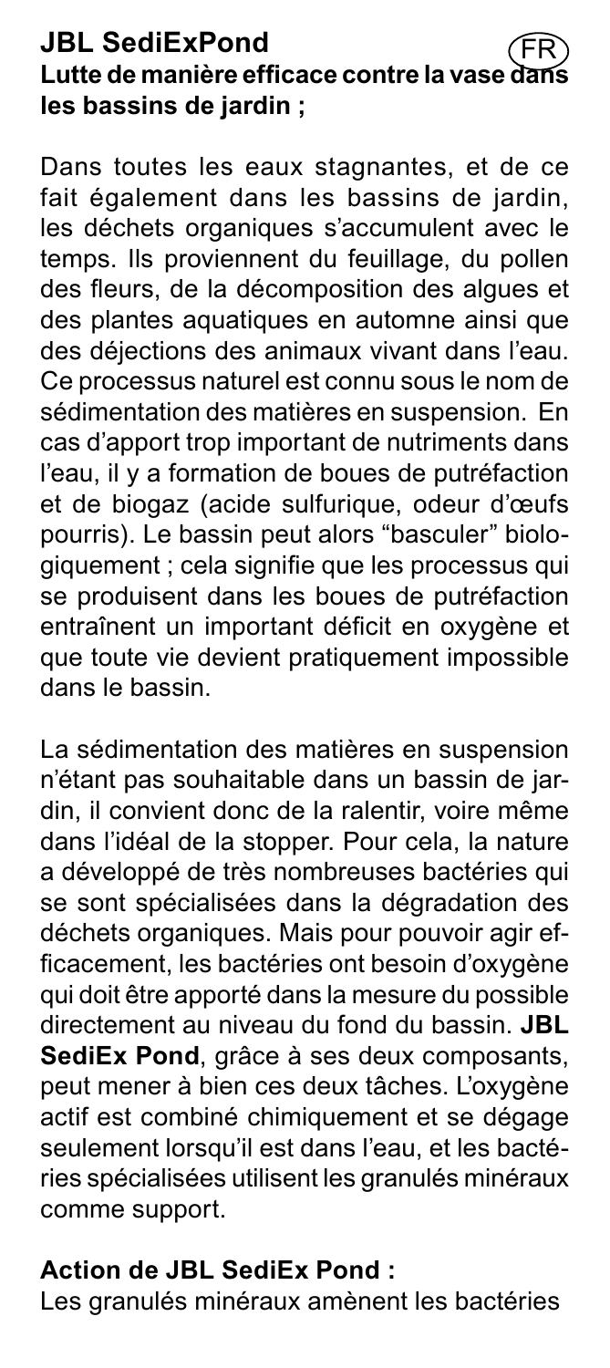## JBL SediExPond

**Lutte de manière efficace contre la vase dans les bassins de jardin ;**

Dans toutes les eaux stagnantes, et de ce fait également dans les bassins de jardin, les déchets organiques s'accumulent avec le temps. Ils proviennent du feuillage, du pollen des fleurs, de la décomposition des algues et des plantes aquatiques en automne ainsi que des déjections des animaux vivant dans l'eau. Ce processus naturel est connu sous le nom de sédimentation des matières en suspension. En cas d'apport trop important de nutriments dans l'eau, il y a formation de boues de putréfaction et de biogaz (acide sulfurique, odeur d'œufs pourris). Le bassin peut alors "basculer" biologiquement ; cela signifie que les processus qui se produisent dans les boues de putréfaction entraînent un important déficit en oxygène et que toute vie devient pratiquement impossible dans le bassin.

La sédimentation des matières en suspension n'étant pas souhaitable dans un bassin de jardin, il convient donc de la ralentir, voire même dans l'idéal de la stopper. Pour cela, la nature a développé de très nombreuses bactéries qui se sont spécialisées dans la dégradation des déchets organiques. Mais pour pouvoir agir efficacement, les bactéries ont besoin d'oxygène qui doit être apporté dans la mesure du possible directement au niveau du fond du bassin. **JBL SediEx Pond**, grâce à ses deux composants, peut mener à bien ces deux tâches. L'oxygène actif est combiné chimiquement et se dégage seulement lorsqu'il est dans l'eau, et les bactéries spécialisées utilisent les granulés minéraux comme support.

**Action de JBL SediEx Pond :**

Les granulés minéraux amènent les bactéries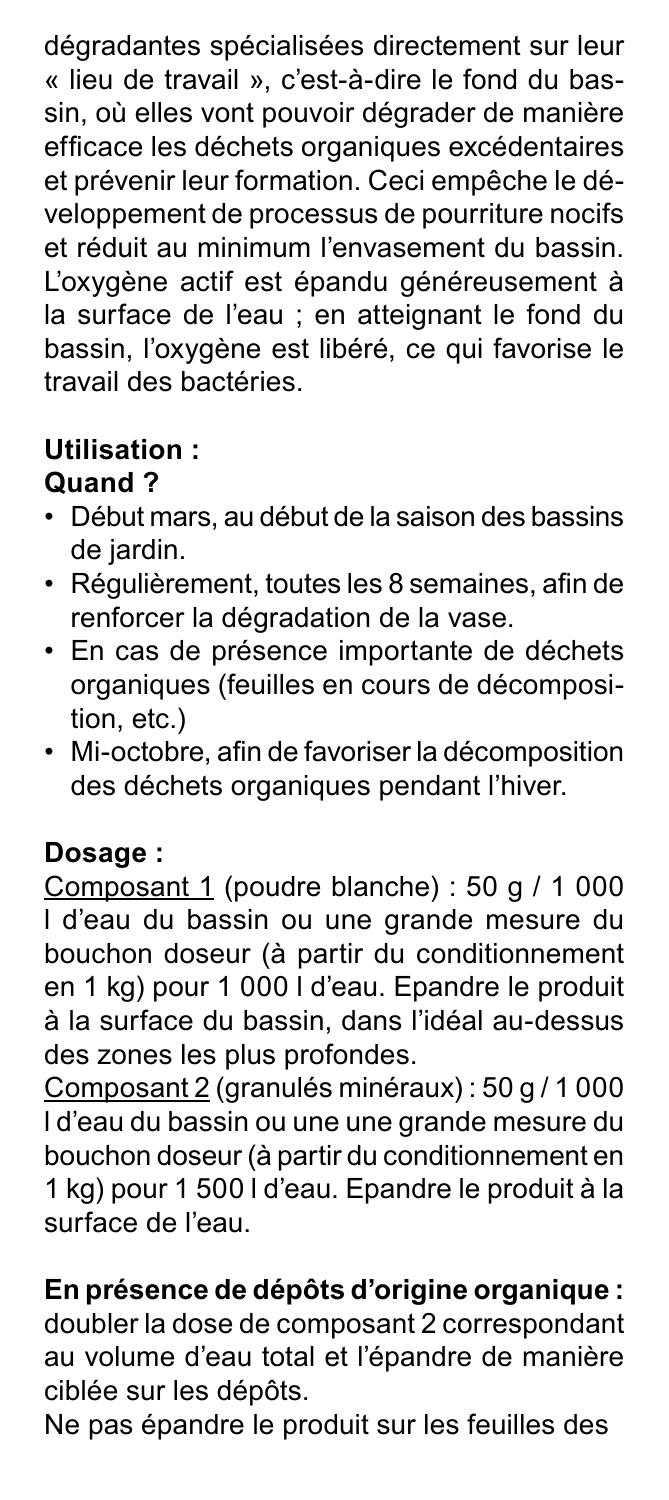dégradantes spécialisées directement sur leur « lieu de travail », c'est-à-dire le fond du bassin, où elles vont pouvoir dégrader de manière efficace les déchets organiques excédentaires et prévenir leur formation. Ceci empêche le développement de processus de pourriture nocifs et réduit au minimum l'envasement du bassin. L'oxygène actif est épandu généreusement à la surface de l'eau ; en atteignant le fond du bassin, l'oxygène est libéré, ce qui favorise le travail des bactéries.

**Utilisation :**
**Quand ?**

- Début mars, au début de la saison des bassins de jardin.
- Régulièrement, toutes les 8 semaines, afin de renforcer la dégradation de la vase.
- En cas de présence importante de déchets organiques (feuilles en cours de décomposition, etc.)
- Mi-octobre, afin de favoriser la décomposition des déchets organiques pendant l'hiver.

**Dosage :**

<u>Composant 1</u> (poudre blanche) : 50 g / 1 000 l d'eau du bassin ou une grande mesure du bouchon doseur (à partir du conditionnement en 1 kg) pour 1 000 l d'eau. Epandre le produit à la surface du bassin, dans l'idéal au-dessus des zones les plus profondes.

<u>Composant 2</u> (granulés minéraux) : 50 g / 1 000 l d'eau du bassin ou une une grande mesure du bouchon doseur (à partir du conditionnement en 1 kg) pour 1 500 l d'eau. Epandre le produit à la surface de l'eau.

**En présence de dépôts d'origine organique :** doubler la dose de composant 2 correspondant au volume d'eau total et l'épandre de manière ciblée sur les dépôts.

Ne pas épandre le produit sur les feuilles des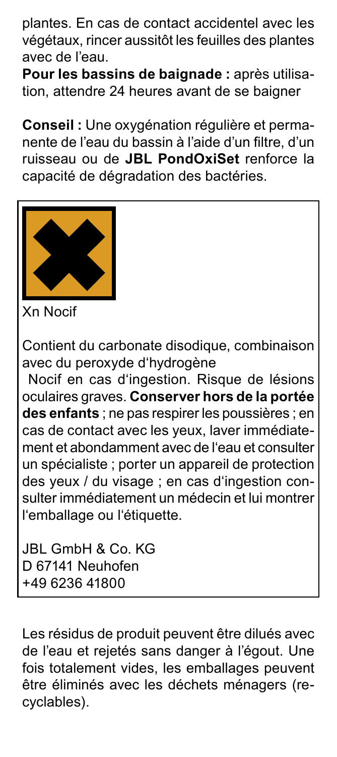plantes. En cas de contact accidentel avec les végétaux, rincer aussitôt les feuilles des plantes avec de l'eau.

**Pour les bassins de baignade :** après utilisation, attendre 24 heures avant de se baigner

**Conseil :** Une oxygénation régulière et permanente de l'eau du bassin à l'aide d'un filtre, d'un ruisseau ou de **JBL PondOxiSet** renforce la capacité de dégradation des bactéries.

Xn Nocif

Contient du carbonate disodique, combinaison avec du peroxyde d'hydrogène

Nocif en cas d'ingestion. Risque de lésions oculaires graves. **Conserver hors de la portée des enfants** ; ne pas respirer les poussières ; en cas de contact avec les yeux, laver immédiatement et abondamment avec de l'eau et consulter un spécialiste ; porter un appareil de protection des yeux / du visage ; en cas d'ingestion consulter immédiatement un médecin et lui montrer l'emballage ou l'étiquette.

JBL GmbH & Co. KG
D 67141 Neuhofen
+49 6236 41800

Les résidus de produit peuvent être dilués avec de l'eau et rejetés sans danger à l'égout. Une fois totalement vides, les emballages peuvent être éliminés avec les déchets ménagers (recyclables).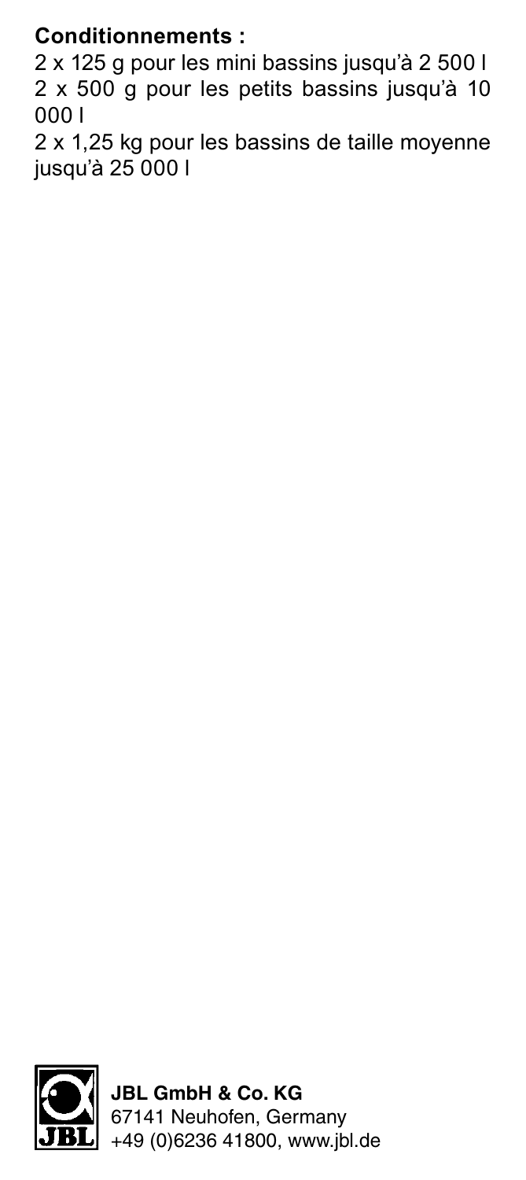**Conditionnements :**

2 x 125 g pour les mini bassins jusqu'à 2 500 l
2 x 500 g pour les petits bassins jusqu'à 10 000 l
2 x 1,25 kg pour les bassins de taille moyenne jusqu'à 25 000 l

**JBL GmbH & Co. KG**
67141 Neuhofen, Germany
+49 (0)6236 41800, www.jbl.de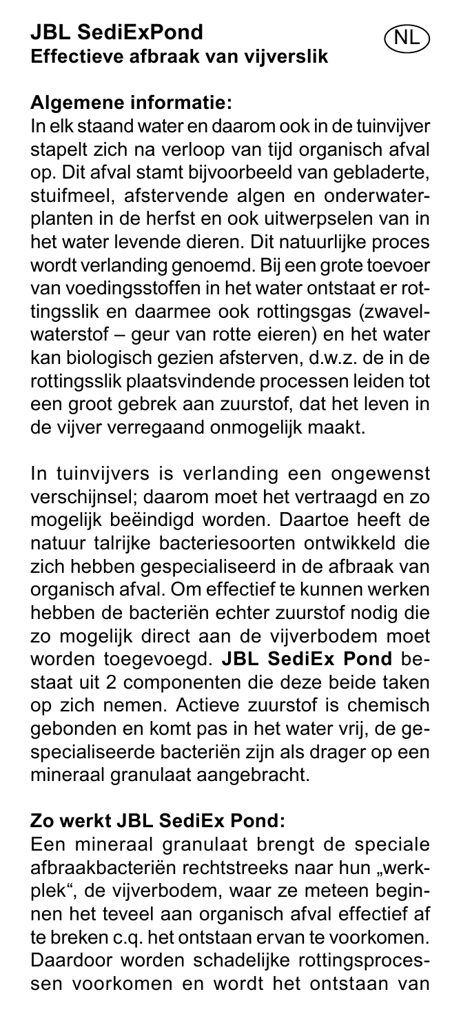# JBL SediExPond
**Effectieve afbraak van vijverslik**

NL

## Algemene informatie:

In elk staand water en daarom ook in de tuinvijver stapelt zich na verloop van tijd organisch afval op. Dit afval stamt bijvoorbeeld van gebladerte, stuifmeel, afstervende algen en onderwaterplanten in de herfst en ook uitwerpselen van in het water levende dieren. Dit natuurlijke proces wordt verlanding genoemd. Bij een grote toevoer van voedingsstoffen in het water ontstaat er rottingsslik en daarmee ook rottingsgas (zwavelwaterstof – geur van rotte eieren) en het water kan biologisch gezien afsterven, d.w.z. de in de rottingsslik plaatsvindende processen leiden tot een groot gebrek aan zuurstof, dat het leven in de vijver verregaand onmogelijk maakt.

In tuinvijvers is verlanding een ongewenst verschijnsel; daarom moet het vertraagd en zo mogelijk beëindigd worden. Daartoe heeft de natuur talrijke bacteriesoorten ontwikkeld die zich hebben gespecialiseerd in de afbraak van organisch afval. Om effectief te kunnen werken hebben de bacteriën echter zuurstof nodig die zo mogelijk direct aan de vijverbodem moet worden toegevoegd. **JBL SediEx Pond** bestaat uit 2 componenten die deze beide taken op zich nemen. Actieve zuurstof is chemisch gebonden en komt pas in het water vrij, de gespecialiseerde bacteriën zijn als drager op een mineraal granulaat aangebracht.

## Zo werkt JBL SediEx Pond:

Een mineraal granulaat brengt de speciale afbraakbacteriën rechtstreeks naar hun „werkplek“, de vijverbodem, waar ze meteen beginnen het teveel aan organisch afval effectief af te breken c.q. het ontstaan ervan te voorkomen. Daardoor worden schadelijke rottingsprocessen voorkomen en wordt het ontstaan van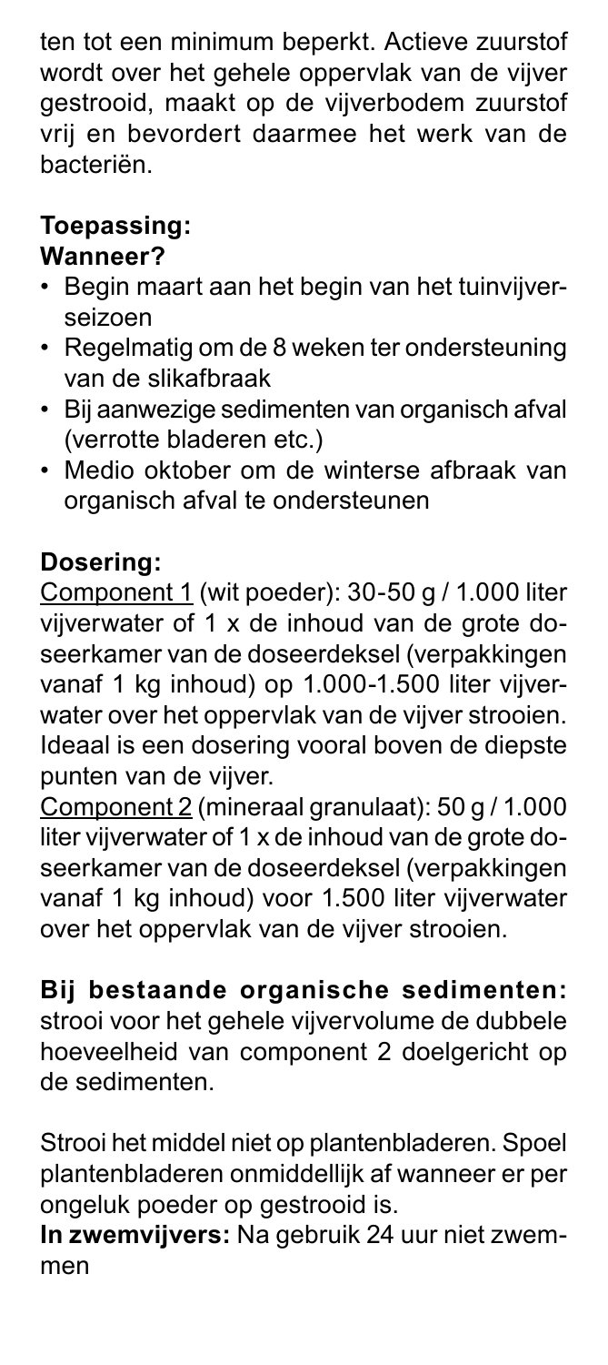ten tot een minimum beperkt. Actieve zuurstof wordt over het gehele oppervlak van de vijver gestrooid, maakt op de vijverbodem zuurstof vrij en bevordert daarmee het werk van de bacteriën.

**Toepassing:**
**Wanneer?**

- Begin maart aan het begin van het tuinvijverseizoen
- Regelmatig om de 8 weken ter ondersteuning van de slikafbraak
- Bij aanwezige sedimenten van organisch afval (verrotte bladeren etc.)
- Medio oktober om de winterse afbraak van organisch afval te ondersteunen

**Dosering:**
Component 1 (wit poeder): 30-50 g / 1.000 liter vijverwater of 1 x de inhoud van de grote doseerkamer van de doseerdeksel (verpakkingen vanaf 1 kg inhoud) op 1.000-1.500 liter vijverwater over het oppervlak van de vijver strooien. Ideaal is een dosering vooral boven de diepste punten van de vijver.
Component 2 (mineraal granulaat): 50 g / 1.000 liter vijverwater of 1 x de inhoud van de grote doseerkamer van de doseerdeksel (verpakkingen vanaf 1 kg inhoud) voor 1.500 liter vijverwater over het oppervlak van de vijver strooien.

**Bij bestaande organische sedimenten:** strooi voor het gehele vijvervolume de dubbele hoeveelheid van component 2 doelgericht op de sedimenten.

Strooi het middel niet op plantenbladeren. Spoel plantenbladeren onmiddellijk af wanneer er per ongeluk poeder op gestrooid is.
**In zwemvijvers:** Na gebruik 24 uur niet zwemmen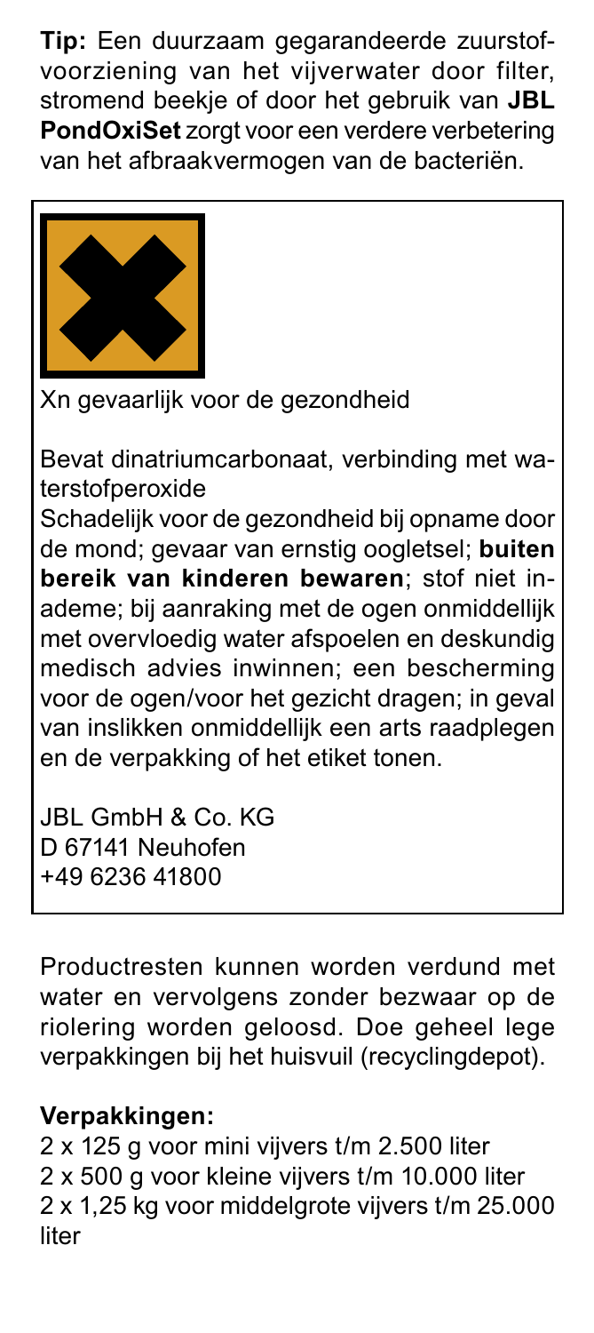**Tip:** Een duurzaam gegarandeerde zuurstofvoorziening van het vijverwater door filter, stromend beekje of door het gebruik van **JBL PondOxiSet** zorgt voor een verdere verbetering van het afbraakvermogen van de bacteriën.

Xn gevaarlijk voor de gezondheid

Bevat dinatriumcarbonaat, verbinding met waterstofperoxide

Schadelijk voor de gezondheid bij opname door de mond; gevaar van ernstig oogletsel; **buiten bereik van kinderen bewaren**; stof niet inademe; bij aanraking met de ogen onmiddellijk met overvloedig water afspoelen en deskundig medisch advies inwinnen; een bescherming voor de ogen/voor het gezicht dragen; in geval van inslikken onmiddellijk een arts raadplegen en de verpakking of het etiket tonen.

JBL GmbH & Co. KG
D 67141 Neuhofen
+49 6236 41800

Productresten kunnen worden verdund met water en vervolgens zonder bezwaar op de riolering worden geloosd. Doe geheel lege verpakkingen bij het huisvuil (recyclingdepot).

**Verpakkingen:**

2 x 125 g voor mini vijvers t/m 2.500 liter
2 x 500 g voor kleine vijvers t/m 10.000 liter
2 x 1,25 kg voor middelgrote vijvers t/m 25.000 liter